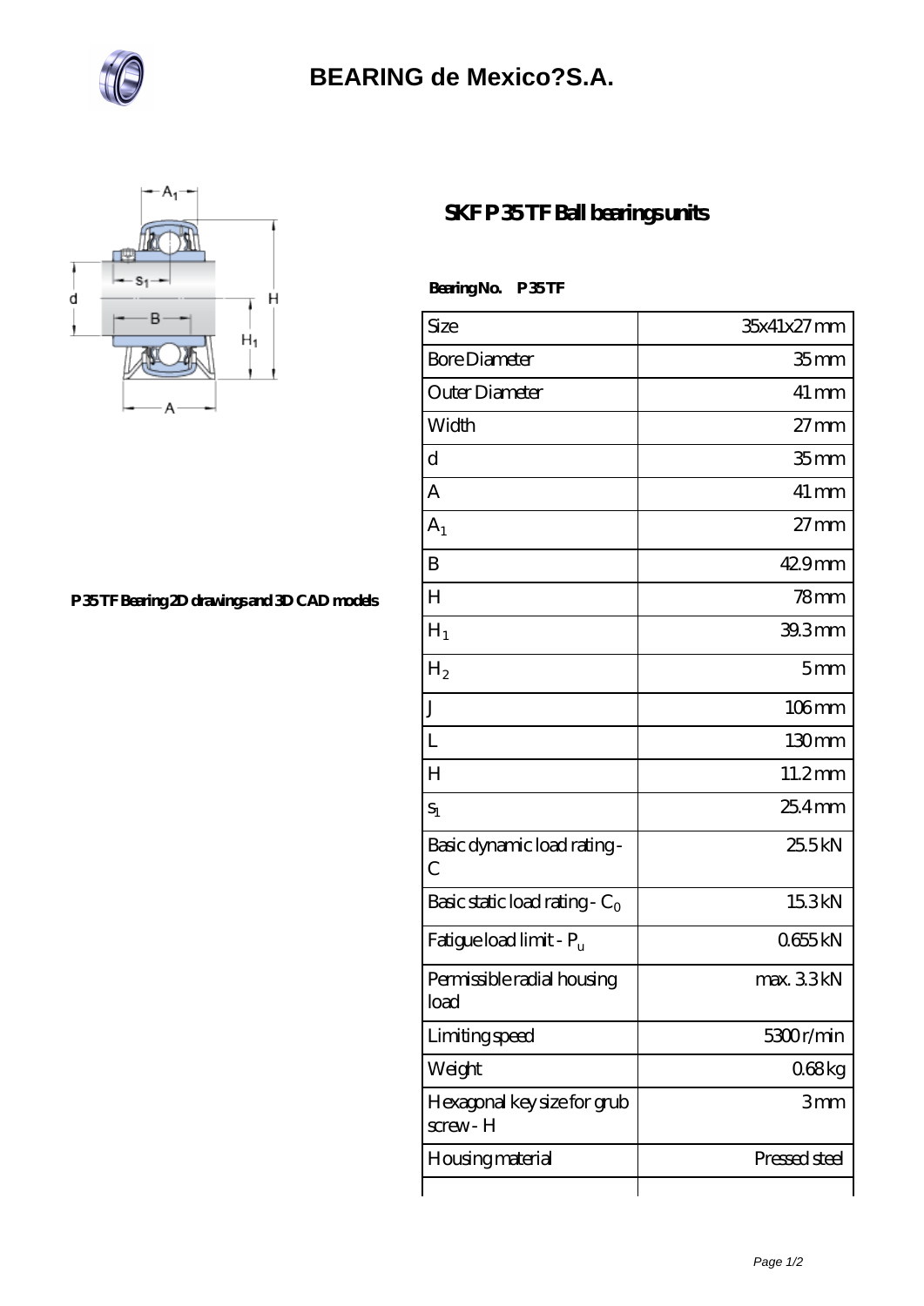# BEARING de Mexico?S.A.

## SKF P 35 TF Ball bearings units

P 35 TF Bearing 2D drawings and 3D CAD models

**Bearing No. P 35 TF**

| Size | 35x41x27 mm |
|---|---|
| Bore Diameter | 35 mm |
| Outer Diameter | 41 mm |
| Width | 27 mm |
| d | 35 mm |
| A | 41 mm |
| $A_1$ | 27 mm |
| B | 42.9 mm |
| H | 78 mm |
| $H_1$ | 39.3 mm |
| $H_2$ | 5 mm |
| J | 106 mm |
| L | 130 mm |
| H | 11.2 mm |
| $s_1$ | 25.4 mm |
| Basic dynamic load rating - C | 25.5 kN |
| Basic static load rating - $C_0$ | 15.3 kN |
| Fatigue load limit - $P_u$ | 0.655 kN |
| Permissible radial housing load | max. 3.3 kN |
| Limiting speed | 5300 r/min |
| Weight | 0.68 kg |
| Hexagonal key size for grub screw - H | 3 mm |
| Housing material | Pressed steel |
| | |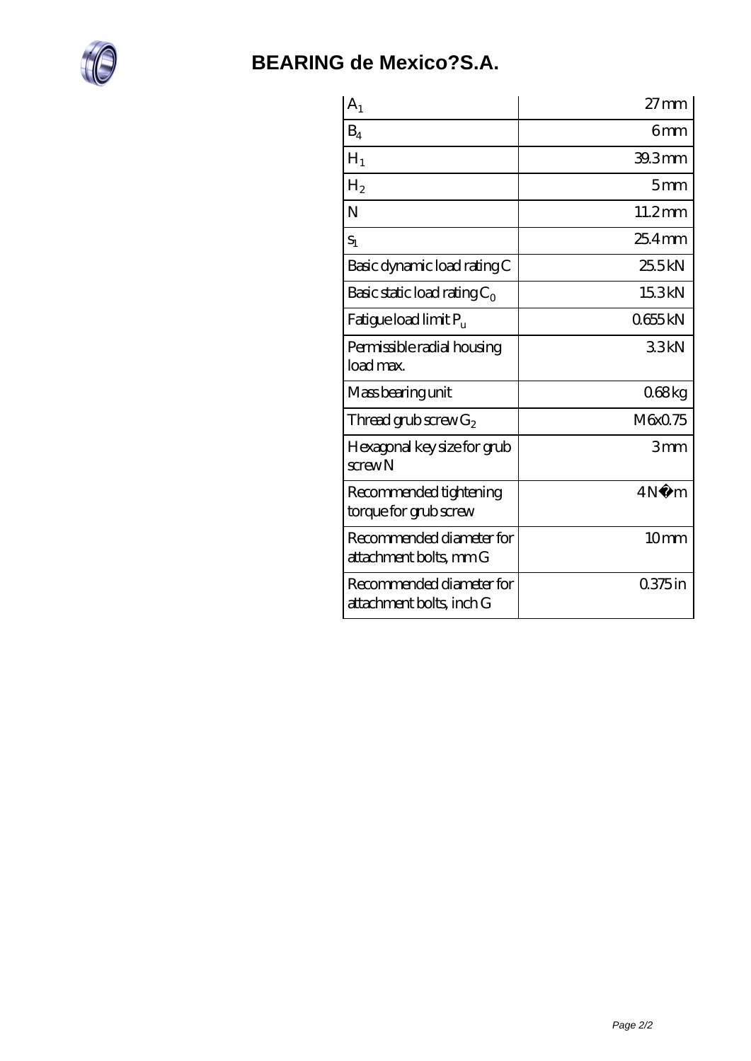# BEARING de Mexico?S.A.

| | |
|---|---|
| $A_1$ | 27 mm |
| $B_4$ | 6 mm |
| $H_1$ | 39.3 mm |
| $H_2$ | 5 mm |
| N | 11.2 mm |
| $S_1$ | 25.4 mm |
| Basic dynamic load rating C | 25.5 kN |
| Basic static load rating $C_0$ | 15.3 kN |
| Fatigue load limit $P_u$ | 0.655 kN |
| Permissible radial housing load max. | 3.3 kN |
| Mass bearing unit | 0.68 kg |
| Thread grub screw $G_2$ | M6x0.75 |
| Hexagonal key size for grub screw N | 3 mm |
| Recommended tightening torque for grub screw | 4 N�m |
| Recommended diameter for attachment bolts, mm G | 10 mm |
| Recommended diameter for attachment bolts, inch G | 0.375 in |